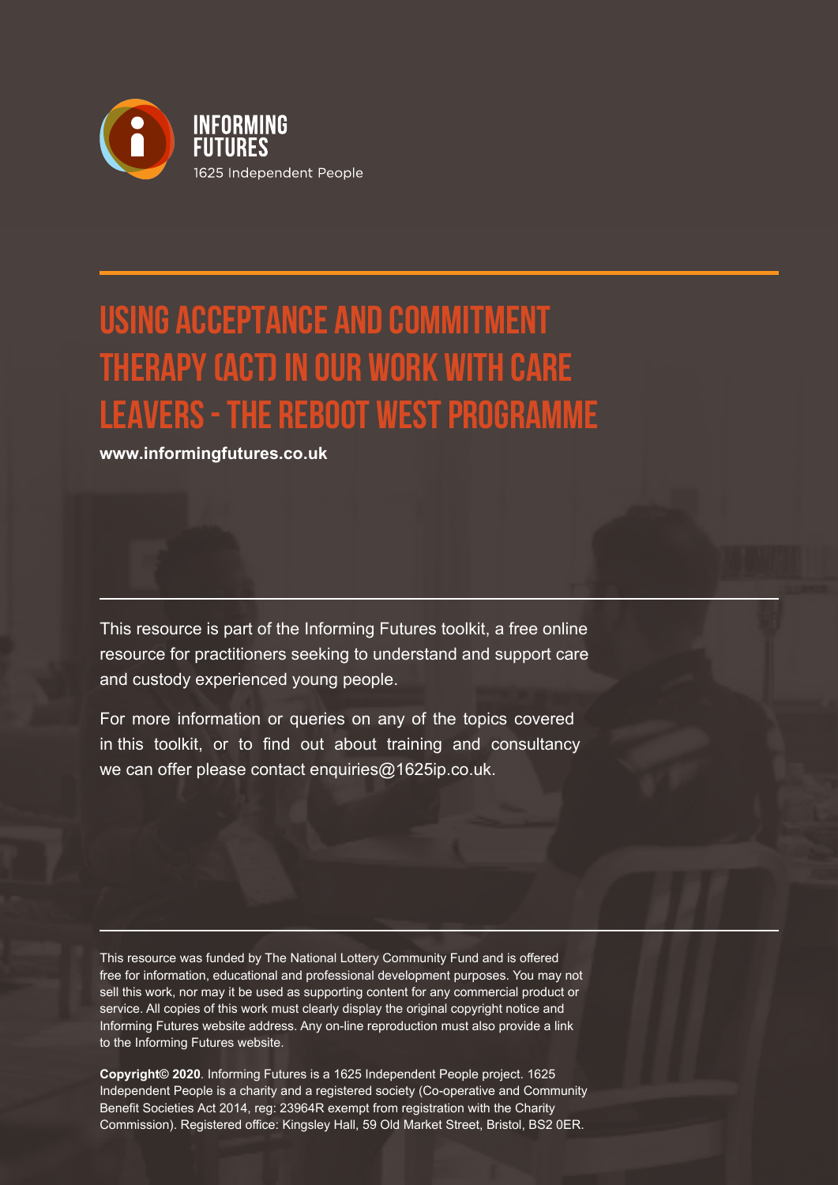INFORMING FUTURES

1625 Independent People

# USING ACCEPTANCE AND COMMITMENT THERAPY (ACT) IN OUR WORK WITH CARE LEAVERS - THE REBOOT WEST PROGRAMME

**www.informingfutures.co.uk**

This resource is part of the Informing Futures toolkit, a free online resource for practitioners seeking to understand and support care and custody experienced young people.

For more information or queries on any of the topics covered in this toolkit, or to find out about training and consultancy we can offer please contact enquiries@1625ip.co.uk.

This resource was funded by The National Lottery Community Fund and is offered free for information, educational and professional development purposes. You may not sell this work, nor may it be used as supporting content for any commercial product or service. All copies of this work must clearly display the original copyright notice and Informing Futures website address. Any on-line reproduction must also provide a link to the Informing Futures website.

**Copyright© 2020**. Informing Futures is a 1625 Independent People project. 1625 Independent People is a charity and a registered society (Co-operative and Community Benefit Societies Act 2014, reg: 23964R exempt from registration with the Charity Commission). Registered office: Kingsley Hall, 59 Old Market Street, Bristol, BS2 0ER.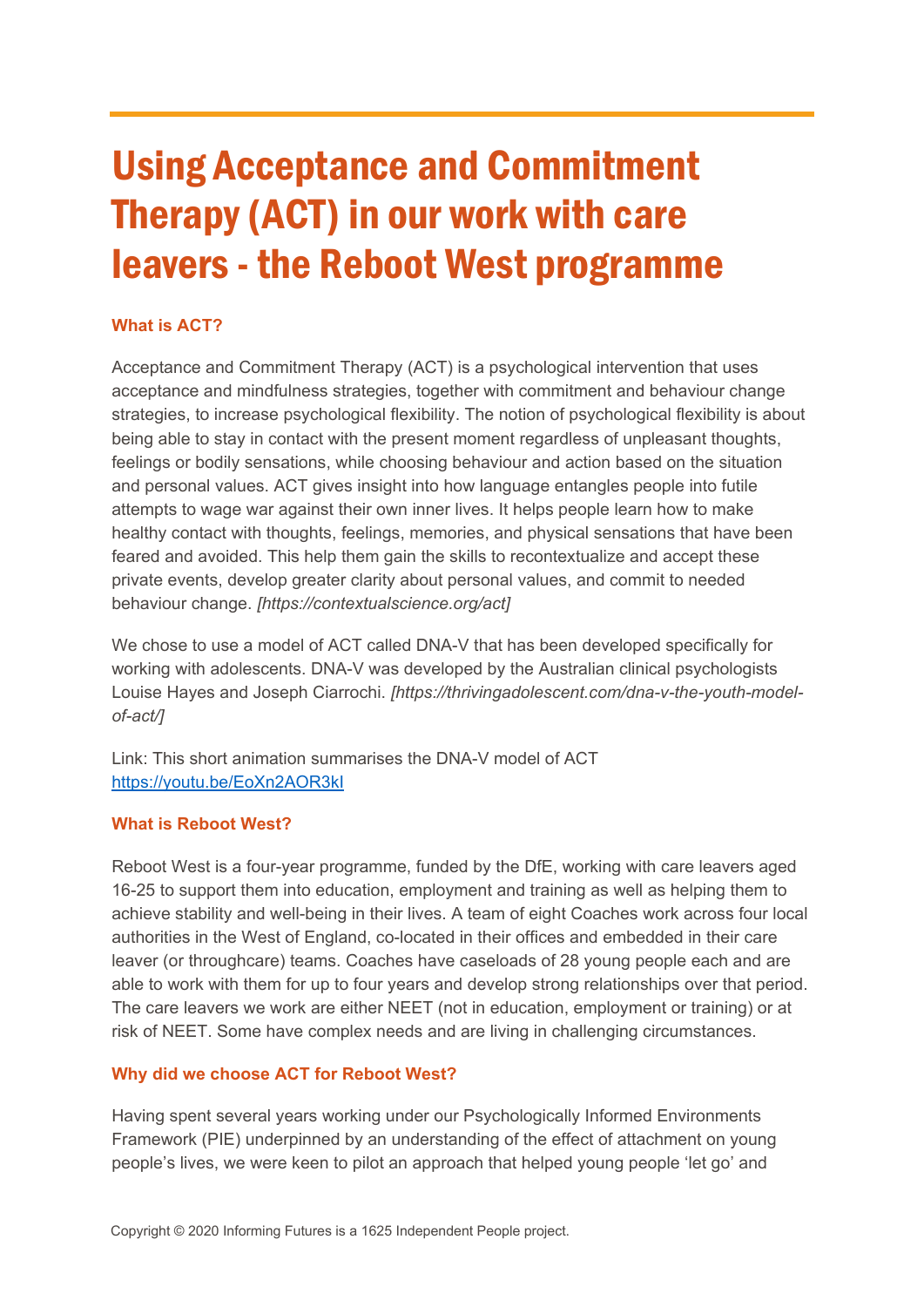# Using Acceptance and Commitment Therapy (ACT) in our work with care leavers - the Reboot West programme

### What is ACT?

Acceptance and Commitment Therapy (ACT) is a psychological intervention that uses acceptance and mindfulness strategies, together with commitment and behaviour change strategies, to increase psychological flexibility. The notion of psychological flexibility is about being able to stay in contact with the present moment regardless of unpleasant thoughts, feelings or bodily sensations, while choosing behaviour and action based on the situation and personal values. ACT gives insight into how language entangles people into futile attempts to wage war against their own inner lives. It helps people learn how to make healthy contact with thoughts, feelings, memories, and physical sensations that have been feared and avoided. This help them gain the skills to recontextualize and accept these private events, develop greater clarity about personal values, and commit to needed behaviour change. *[https://contextualscience.org/act]*

We chose to use a model of ACT called DNA-V that has been developed specifically for working with adolescents. DNA-V was developed by the Australian clinical psychologists Louise Hayes and Joseph Ciarrochi. *[https://thrivingadolescent.com/dna-v-the-youth-model-of-act/]*

Link: This short animation summarises the DNA-V model of ACT
https://youtu.be/EoXn2AOR3kI

### What is Reboot West?

Reboot West is a four-year programme, funded by the DfE, working with care leavers aged 16-25 to support them into education, employment and training as well as helping them to achieve stability and well-being in their lives. A team of eight Coaches work across four local authorities in the West of England, co-located in their offices and embedded in their care leaver (or throughcare) teams. Coaches have caseloads of 28 young people each and are able to work with them for up to four years and develop strong relationships over that period. The care leavers we work are either NEET (not in education, employment or training) or at risk of NEET. Some have complex needs and are living in challenging circumstances.

### Why did we choose ACT for Reboot West?

Having spent several years working under our Psychologically Informed Environments Framework (PIE) underpinned by an understanding of the effect of attachment on young people's lives, we were keen to pilot an approach that helped young people 'let go' and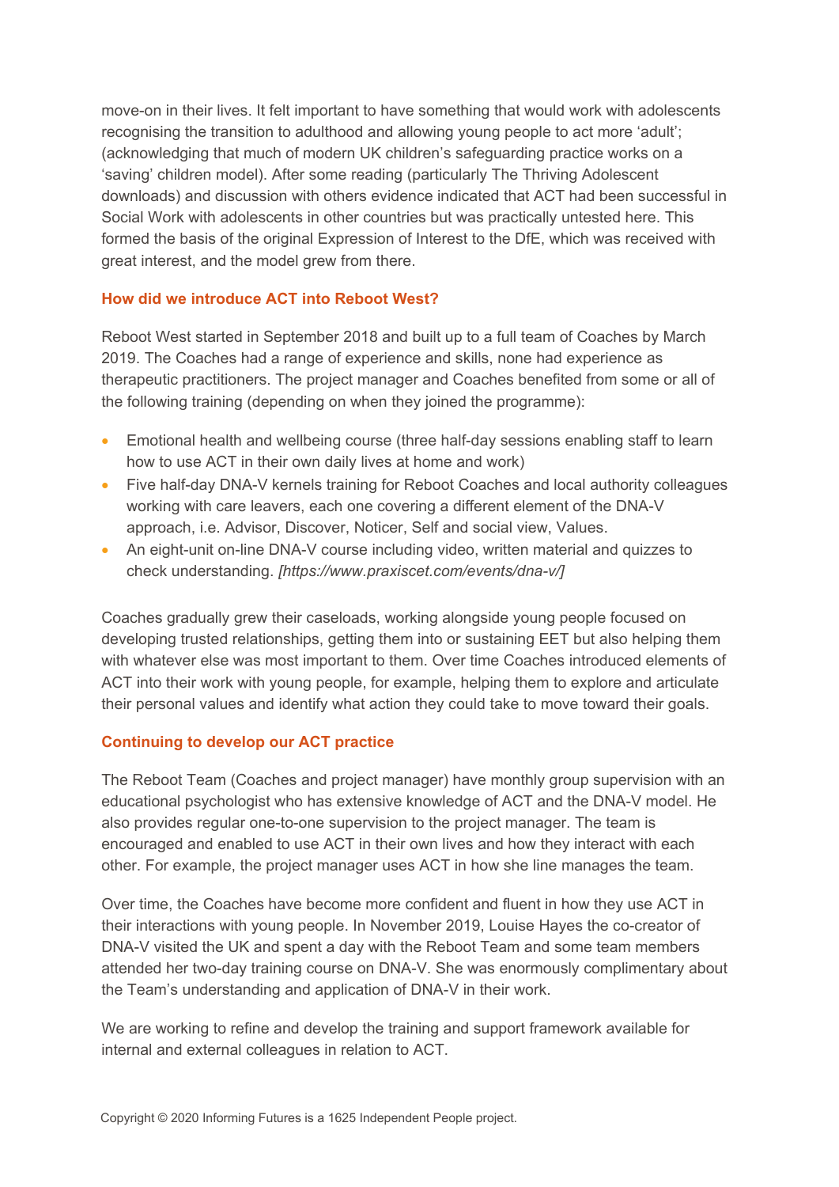move-on in their lives. It felt important to have something that would work with adolescents recognising the transition to adulthood and allowing young people to act more 'adult'; (acknowledging that much of modern UK children's safeguarding practice works on a 'saving' children model). After some reading (particularly The Thriving Adolescent downloads) and discussion with others evidence indicated that ACT had been successful in Social Work with adolescents in other countries but was practically untested here. This formed the basis of the original Expression of Interest to the DfE, which was received with great interest, and the model grew from there.

### How did we introduce ACT into Reboot West?

Reboot West started in September 2018 and built up to a full team of Coaches by March 2019. The Coaches had a range of experience and skills, none had experience as therapeutic practitioners. The project manager and Coaches benefited from some or all of the following training (depending on when they joined the programme):

- Emotional health and wellbeing course (three half-day sessions enabling staff to learn how to use ACT in their own daily lives at home and work)
- Five half-day DNA-V kernels training for Reboot Coaches and local authority colleagues working with care leavers, each one covering a different element of the DNA-V approach, i.e. Advisor, Discover, Noticer, Self and social view, Values.
- An eight-unit on-line DNA-V course including video, written material and quizzes to check understanding. *[https://www.praxiscet.com/events/dna-v/]*

Coaches gradually grew their caseloads, working alongside young people focused on developing trusted relationships, getting them into or sustaining EET but also helping them with whatever else was most important to them. Over time Coaches introduced elements of ACT into their work with young people, for example, helping them to explore and articulate their personal values and identify what action they could take to move toward their goals.

### Continuing to develop our ACT practice

The Reboot Team (Coaches and project manager) have monthly group supervision with an educational psychologist who has extensive knowledge of ACT and the DNA-V model. He also provides regular one-to-one supervision to the project manager. The team is encouraged and enabled to use ACT in their own lives and how they interact with each other. For example, the project manager uses ACT in how she line manages the team.

Over time, the Coaches have become more confident and fluent in how they use ACT in their interactions with young people. In November 2019, Louise Hayes the co-creator of DNA-V visited the UK and spent a day with the Reboot Team and some team members attended her two-day training course on DNA-V. She was enormously complimentary about the Team's understanding and application of DNA-V in their work.

We are working to refine and develop the training and support framework available for internal and external colleagues in relation to ACT.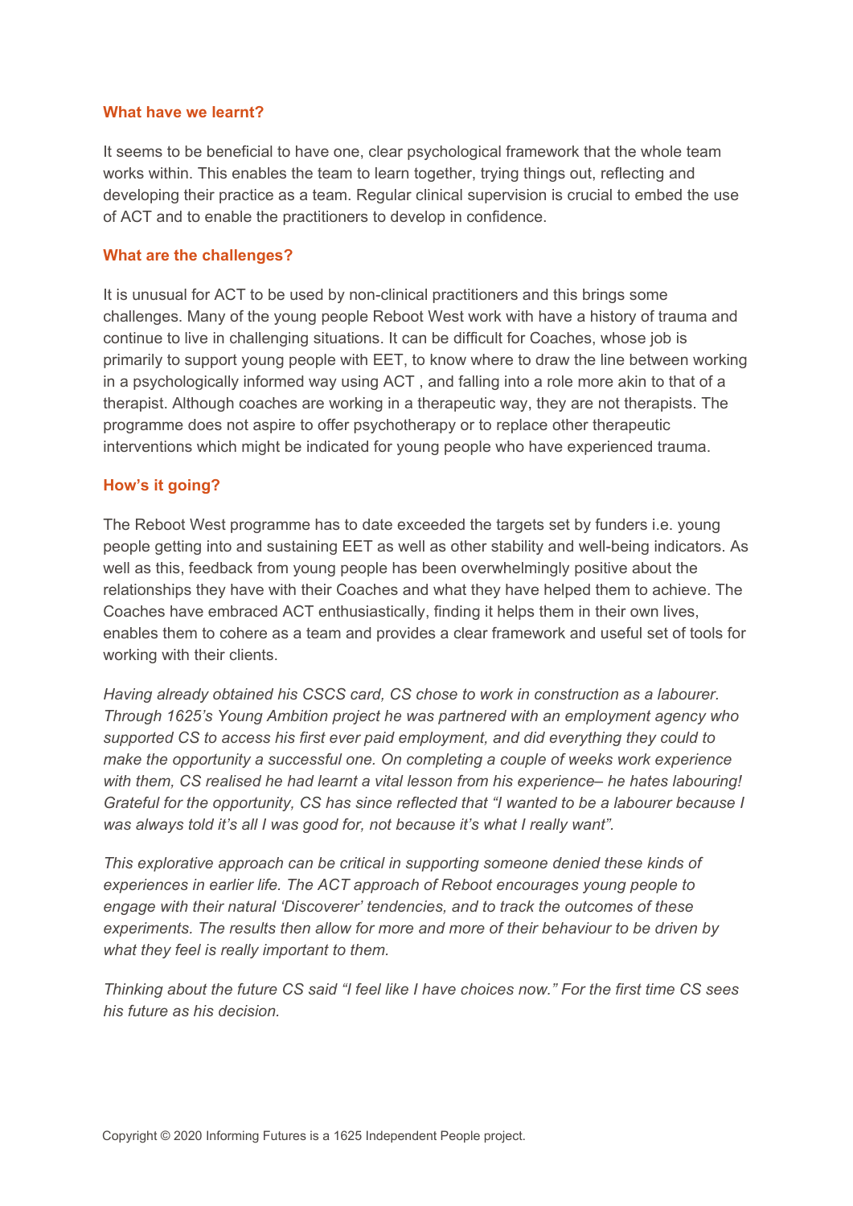### What have we learnt?

It seems to be beneficial to have one, clear psychological framework that the whole team works within. This enables the team to learn together, trying things out, reflecting and developing their practice as a team. Regular clinical supervision is crucial to embed the use of ACT and to enable the practitioners to develop in confidence.

### What are the challenges?

It is unusual for ACT to be used by non-clinical practitioners and this brings some challenges. Many of the young people Reboot West work with have a history of trauma and continue to live in challenging situations. It can be difficult for Coaches, whose job is primarily to support young people with EET, to know where to draw the line between working in a psychologically informed way using ACT , and falling into a role more akin to that of a therapist. Although coaches are working in a therapeutic way, they are not therapists. The programme does not aspire to offer psychotherapy or to replace other therapeutic interventions which might be indicated for young people who have experienced trauma.

### How's it going?

The Reboot West programme has to date exceeded the targets set by funders i.e. young people getting into and sustaining EET as well as other stability and well-being indicators. As well as this, feedback from young people has been overwhelmingly positive about the relationships they have with their Coaches and what they have helped them to achieve. The Coaches have embraced ACT enthusiastically, finding it helps them in their own lives, enables them to cohere as a team and provides a clear framework and useful set of tools for working with their clients.

*Having already obtained his CSCS card, CS chose to work in construction as a labourer. Through 1625's Young Ambition project he was partnered with an employment agency who supported CS to access his first ever paid employment, and did everything they could to make the opportunity a successful one. On completing a couple of weeks work experience with them, CS realised he had learnt a vital lesson from his experience– he hates labouring! Grateful for the opportunity, CS has since reflected that "I wanted to be a labourer because I was always told it's all I was good for, not because it's what I really want".*

*This explorative approach can be critical in supporting someone denied these kinds of experiences in earlier life. The ACT approach of Reboot encourages young people to engage with their natural 'Discoverer' tendencies, and to track the outcomes of these experiments. The results then allow for more and more of their behaviour to be driven by what they feel is really important to them.*

*Thinking about the future CS said "I feel like I have choices now." For the first time CS sees his future as his decision.*

Copyright © 2020 Informing Futures is a 1625 Independent People project.